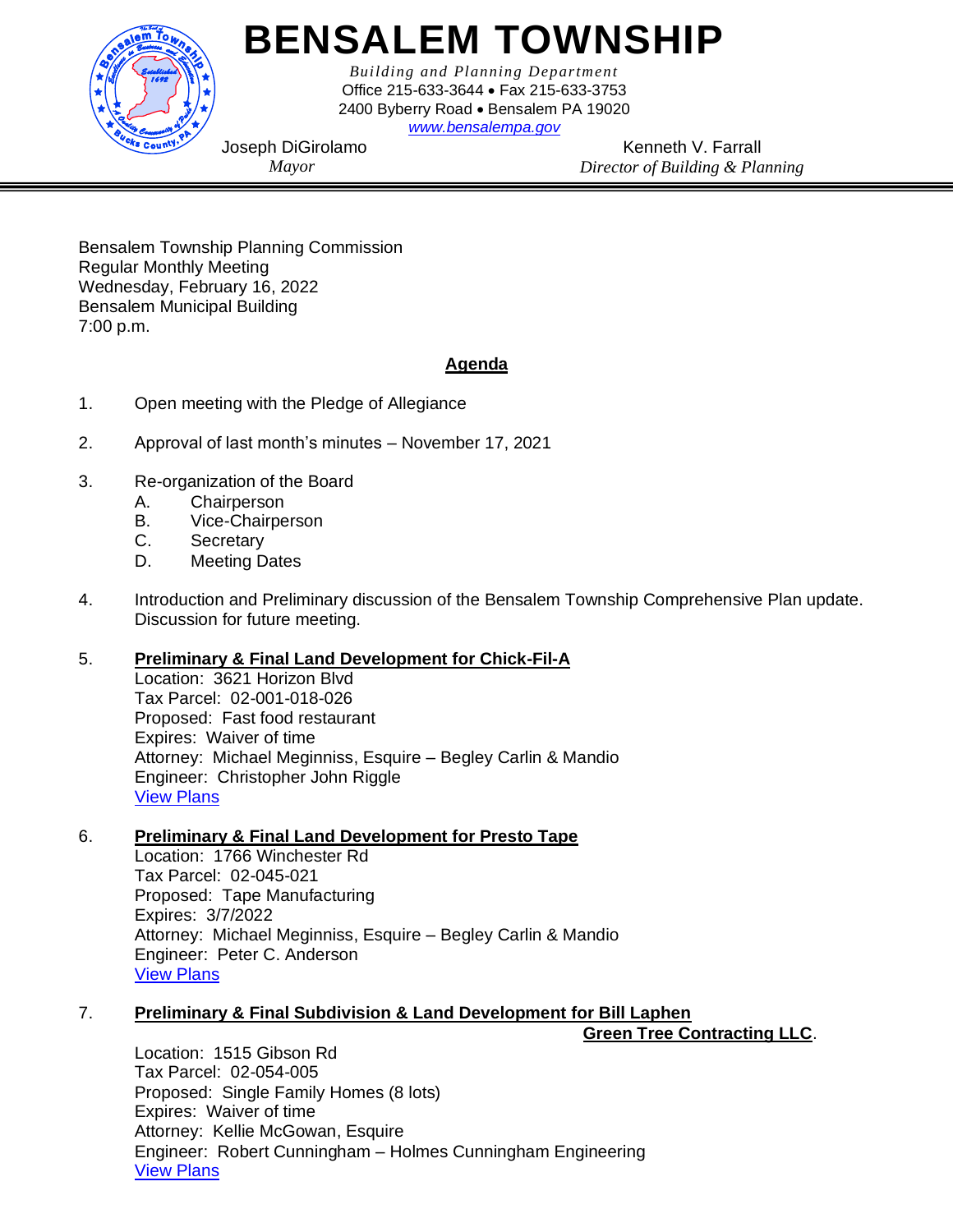# BENSALEM TOWNSHIP

*Building and Planning Department*
Office 215-633-3644 • Fax 215-633-3753
2400 Byberry Road • Bensalem PA 19020
[www.bensalempa.gov](http://www.bensalempa.gov)

Joseph DiGirolamo
*Mayor*

Kenneth V. Farrall
*Director of Building & Planning*

---

Bensalem Township Planning Commission
Regular Monthly Meeting
Wednesday, February 16, 2022
Bensalem Municipal Building
7:00 p.m.

## Agenda

1. Open meeting with the Pledge of Allegiance

2. Approval of last month's minutes – November 17, 2021

3. Re-organization of the Board
   A. Chairperson
   B. Vice-Chairperson
   C. Secretary
   D. Meeting Dates

4. Introduction and Preliminary discussion of the Bensalem Township Comprehensive Plan update. Discussion for future meeting.

5. **Preliminary & Final Land Development for Chick-Fil-A**
   Location: 3621 Horizon Blvd
   Tax Parcel: 02-001-018-026
   Proposed: Fast food restaurant
   Expires: Waiver of time
   Attorney: Michael Meginniss, Esquire – Begley Carlin & Mandio
   Engineer: Christopher John Riggle
   View Plans

6. **Preliminary & Final Land Development for Presto Tape**
   Location: 1766 Winchester Rd
   Tax Parcel: 02-045-021
   Proposed: Tape Manufacturing
   Expires: 3/7/2022
   Attorney: Michael Meginniss, Esquire – Begley Carlin & Mandio
   Engineer: Peter C. Anderson
   View Plans

7. **Preliminary & Final Subdivision & Land Development for Bill Laphen Green Tree Contracting LLC**.
   Location: 1515 Gibson Rd
   Tax Parcel: 02-054-005
   Proposed: Single Family Homes (8 lots)
   Expires: Waiver of time
   Attorney: Kellie McGowan, Esquire
   Engineer: Robert Cunningham – Holmes Cunningham Engineering
   View Plans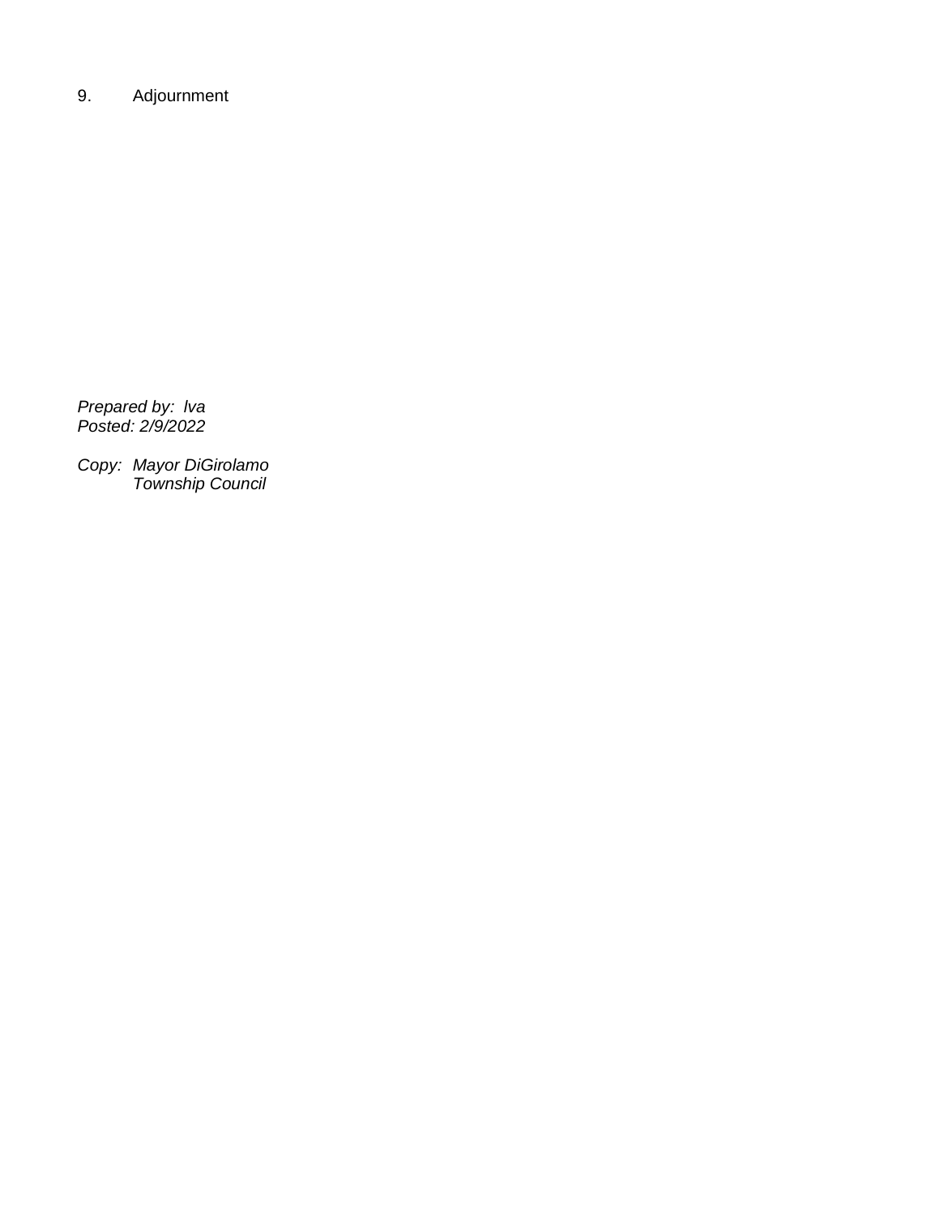9. Adjournment

*Prepared by: lva*
*Posted: 2/9/2022*

*Copy: Mayor DiGirolamo*
*Township Council*